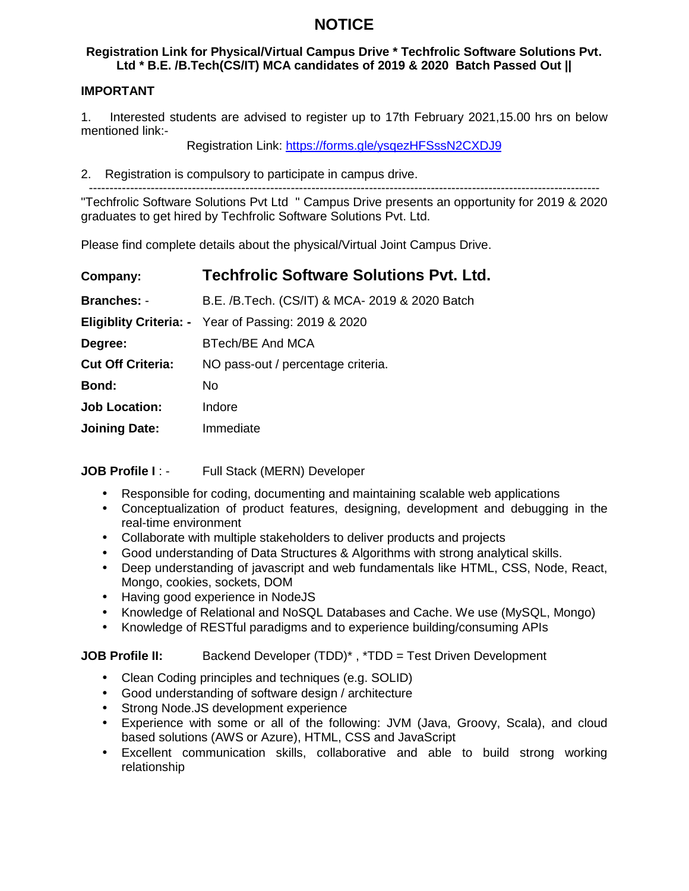# NOTICE

**Registration Link for Physical/Virtual Campus Drive * Techfrolic Software Solutions Pvt. Ltd * B.E. /B.Tech(CS/IT) MCA candidates of 2019 & 2020 Batch Passed Out ||**

**IMPORTANT**

1. Interested students are advised to register up to 17th February 2021,15.00 hrs on below mentioned link:-

   Registration Link: https://forms.gle/ysqezHFSssN2CXDJ9

2. Registration is compulsory to participate in campus drive.

---

"Techfrolic Software Solutions Pvt Ltd " Campus Drive presents an opportunity for 2019 & 2020 graduates to get hired by Techfrolic Software Solutions Pvt. Ltd.

Please find complete details about the physical/Virtual Joint Campus Drive.

| | |
|---|---|
| **Company:** | **Techfrolic Software Solutions Pvt. Ltd.** |
| **Branches: -** | B.E. /B.Tech. (CS/IT) & MCA- 2019 & 2020 Batch |
| **Eligiblity Criteria: -** | Year of Passing: 2019 & 2020 |
| **Degree:** | BTech/BE And MCA |
| **Cut Off Criteria:** | NO pass-out / percentage criteria. |
| **Bond:** | No |
| **Job Location:** | Indore |
| **Joining Date:** | Immediate |

**JOB Profile I** : - Full Stack (MERN) Developer

- Responsible for coding, documenting and maintaining scalable web applications
- Conceptualization of product features, designing, development and debugging in the real-time environment
- Collaborate with multiple stakeholders to deliver products and projects
- Good understanding of Data Structures & Algorithms with strong analytical skills.
- Deep understanding of javascript and web fundamentals like HTML, CSS, Node, React, Mongo, cookies, sockets, DOM
- Having good experience in NodeJS
- Knowledge of Relational and NoSQL Databases and Cache. We use (MySQL, Mongo)
- Knowledge of RESTful paradigms and to experience building/consuming APIs

**JOB Profile II:** Backend Developer (TDD)* , *TDD = Test Driven Development

- Clean Coding principles and techniques (e.g. SOLID)
- Good understanding of software design / architecture
- Strong Node.JS development experience
- Experience with some or all of the following: JVM (Java, Groovy, Scala), and cloud based solutions (AWS or Azure), HTML, CSS and JavaScript
- Excellent communication skills, collaborative and able to build strong working relationship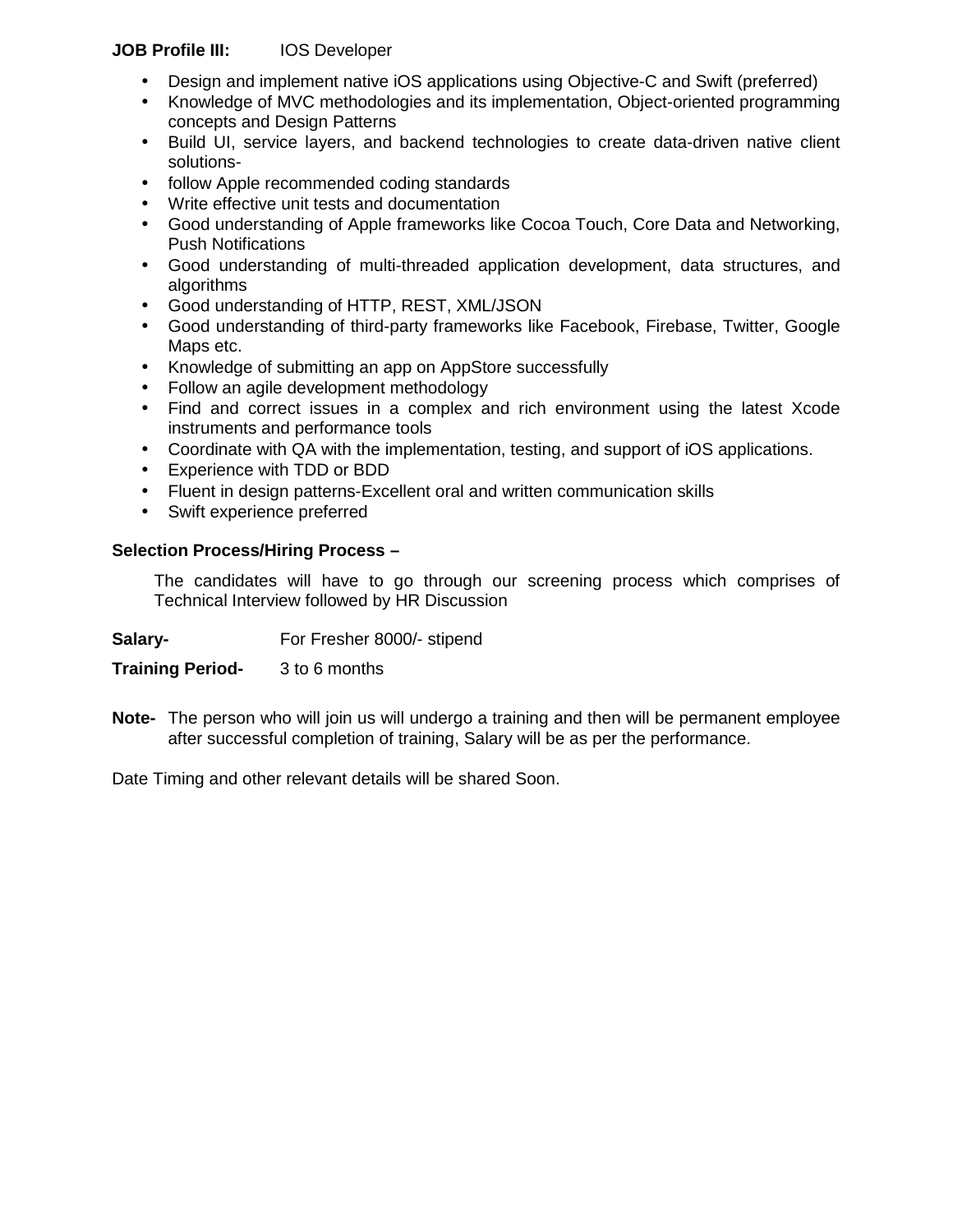**JOB Profile III:** IOS Developer

- Design and implement native iOS applications using Objective-C and Swift (preferred)
- Knowledge of MVC methodologies and its implementation, Object-oriented programming concepts and Design Patterns
- Build UI, service layers, and backend technologies to create data-driven native client solutions-
- follow Apple recommended coding standards
- Write effective unit tests and documentation
- Good understanding of Apple frameworks like Cocoa Touch, Core Data and Networking, Push Notifications
- Good understanding of multi-threaded application development, data structures, and algorithms
- Good understanding of HTTP, REST, XML/JSON
- Good understanding of third-party frameworks like Facebook, Firebase, Twitter, Google Maps etc.
- Knowledge of submitting an app on AppStore successfully
- Follow an agile development methodology
- Find and correct issues in a complex and rich environment using the latest Xcode instruments and performance tools
- Coordinate with QA with the implementation, testing, and support of iOS applications.
- Experience with TDD or BDD
- Fluent in design patterns-Excellent oral and written communication skills
- Swift experience preferred

**Selection Process/Hiring Process –**

The candidates will have to go through our screening process which comprises of Technical Interview followed by HR Discussion

**Salary-** For Fresher 8000/- stipend

**Training Period-** 3 to 6 months

**Note-** The person who will join us will undergo a training and then will be permanent employee after successful completion of training, Salary will be as per the performance.

Date Timing and other relevant details will be shared Soon.